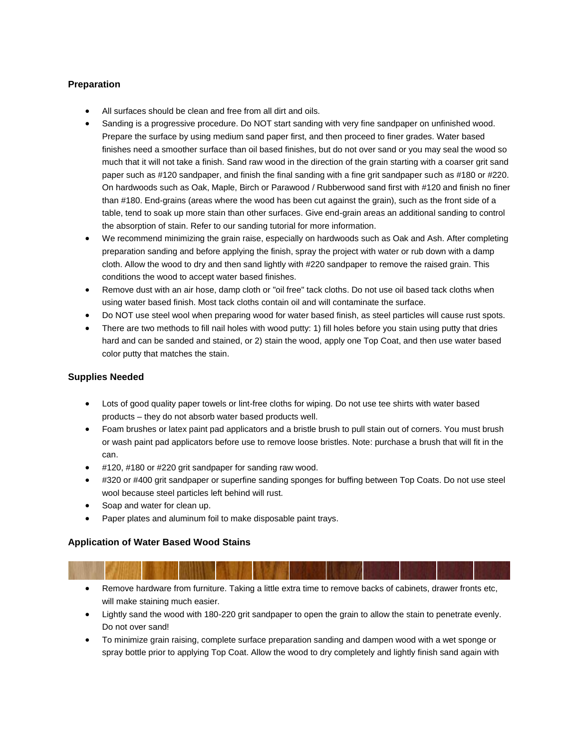## Preparation

- All surfaces should be clean and free from all dirt and oils.
- Sanding is a progressive procedure. Do NOT start sanding with very fine sandpaper on unfinished wood. Prepare the surface by using medium sand paper first, and then proceed to finer grades. Water based finishes need a smoother surface than oil based finishes, but do not over sand or you may seal the wood so much that it will not take a finish. Sand raw wood in the direction of the grain starting with a coarser grit sand paper such as #120 sandpaper, and finish the final sanding with a fine grit sandpaper such as #180 or #220. On hardwoods such as Oak, Maple, Birch or Parawood / Rubberwood sand first with #120 and finish no finer than #180. End-grains (areas where the wood has been cut against the grain), such as the front side of a table, tend to soak up more stain than other surfaces. Give end-grain areas an additional sanding to control the absorption of stain. Refer to our sanding tutorial for more information.
- We recommend minimizing the grain raise, especially on hardwoods such as Oak and Ash. After completing preparation sanding and before applying the finish, spray the project with water or rub down with a damp cloth. Allow the wood to dry and then sand lightly with #220 sandpaper to remove the raised grain. This conditions the wood to accept water based finishes.
- Remove dust with an air hose, damp cloth or "oil free" tack cloths. Do not use oil based tack cloths when using water based finish. Most tack cloths contain oil and will contaminate the surface.
- Do NOT use steel wool when preparing wood for water based finish, as steel particles will cause rust spots.
- There are two methods to fill nail holes with wood putty: 1) fill holes before you stain using putty that dries hard and can be sanded and stained, or 2) stain the wood, apply one Top Coat, and then use water based color putty that matches the stain.

## Supplies Needed

- Lots of good quality paper towels or lint-free cloths for wiping. Do not use tee shirts with water based products – they do not absorb water based products well.
- Foam brushes or latex paint pad applicators and a bristle brush to pull stain out of corners. You must brush or wash paint pad applicators before use to remove loose bristles. Note: purchase a brush that will fit in the can.
- #120, #180 or #220 grit sandpaper for sanding raw wood.
- #320 or #400 grit sandpaper or superfine sanding sponges for buffing between Top Coats. Do not use steel wool because steel particles left behind will rust.
- Soap and water for clean up.
- Paper plates and aluminum foil to make disposable paint trays.

## Application of Water Based Wood Stains

- Remove hardware from furniture. Taking a little extra time to remove backs of cabinets, drawer fronts etc, will make staining much easier.
- Lightly sand the wood with 180-220 grit sandpaper to open the grain to allow the stain to penetrate evenly. Do not over sand!
- To minimize grain raising, complete surface preparation sanding and dampen wood with a wet sponge or spray bottle prior to applying Top Coat. Allow the wood to dry completely and lightly finish sand again with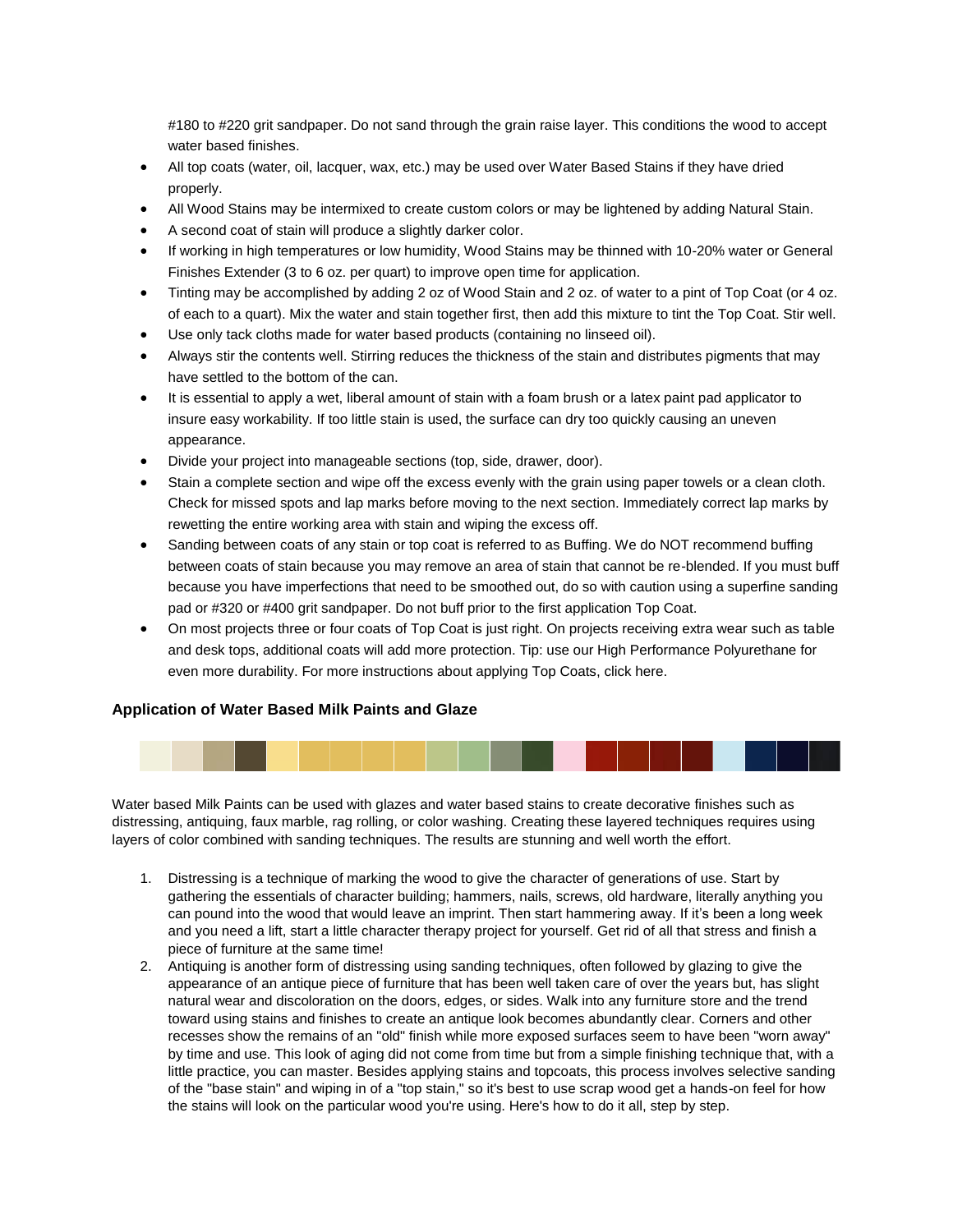#180 to #220 grit sandpaper. Do not sand through the grain raise layer. This conditions the wood to accept water based finishes.

- All top coats (water, oil, lacquer, wax, etc.) may be used over Water Based Stains if they have dried properly.
- All Wood Stains may be intermixed to create custom colors or may be lightened by adding Natural Stain.
- A second coat of stain will produce a slightly darker color.
- If working in high temperatures or low humidity, Wood Stains may be thinned with 10-20% water or General Finishes Extender (3 to 6 oz. per quart) to improve open time for application.
- Tinting may be accomplished by adding 2 oz of Wood Stain and 2 oz. of water to a pint of Top Coat (or 4 oz. of each to a quart). Mix the water and stain together first, then add this mixture to tint the Top Coat. Stir well.
- Use only tack cloths made for water based products (containing no linseed oil).
- Always stir the contents well. Stirring reduces the thickness of the stain and distributes pigments that may have settled to the bottom of the can.
- It is essential to apply a wet, liberal amount of stain with a foam brush or a latex paint pad applicator to insure easy workability. If too little stain is used, the surface can dry too quickly causing an uneven appearance.
- Divide your project into manageable sections (top, side, drawer, door).
- Stain a complete section and wipe off the excess evenly with the grain using paper towels or a clean cloth. Check for missed spots and lap marks before moving to the next section. Immediately correct lap marks by rewetting the entire working area with stain and wiping the excess off.
- Sanding between coats of any stain or top coat is referred to as Buffing. We do NOT recommend buffing between coats of stain because you may remove an area of stain that cannot be re-blended. If you must buff because you have imperfections that need to be smoothed out, do so with caution using a superfine sanding pad or #320 or #400 grit sandpaper. Do not buff prior to the first application Top Coat.
- On most projects three or four coats of Top Coat is just right. On projects receiving extra wear such as table and desk tops, additional coats will add more protection. Tip: use our High Performance Polyurethane for even more durability. For more instructions about applying Top Coats, click here.

### Application of Water Based Milk Paints and Glaze

Water based Milk Paints can be used with glazes and water based stains to create decorative finishes such as distressing, antiquing, faux marble, rag rolling, or color washing. Creating these layered techniques requires using layers of color combined with sanding techniques. The results are stunning and well worth the effort.

1. Distressing is a technique of marking the wood to give the character of generations of use. Start by gathering the essentials of character building; hammers, nails, screws, old hardware, literally anything you can pound into the wood that would leave an imprint. Then start hammering away. If it's been a long week and you need a lift, start a little character therapy project for yourself. Get rid of all that stress and finish a piece of furniture at the same time!
2. Antiquing is another form of distressing using sanding techniques, often followed by glazing to give the appearance of an antique piece of furniture that has been well taken care of over the years but, has slight natural wear and discoloration on the doors, edges, or sides. Walk into any furniture store and the trend toward using stains and finishes to create an antique look becomes abundantly clear. Corners and other recesses show the remains of an "old" finish while more exposed surfaces seem to have been "worn away" by time and use. This look of aging did not come from time but from a simple finishing technique that, with a little practice, you can master. Besides applying stains and topcoats, this process involves selective sanding of the "base stain" and wiping in of a "top stain," so it's best to use scrap wood get a hands-on feel for how the stains will look on the particular wood you're using. Here's how to do it all, step by step.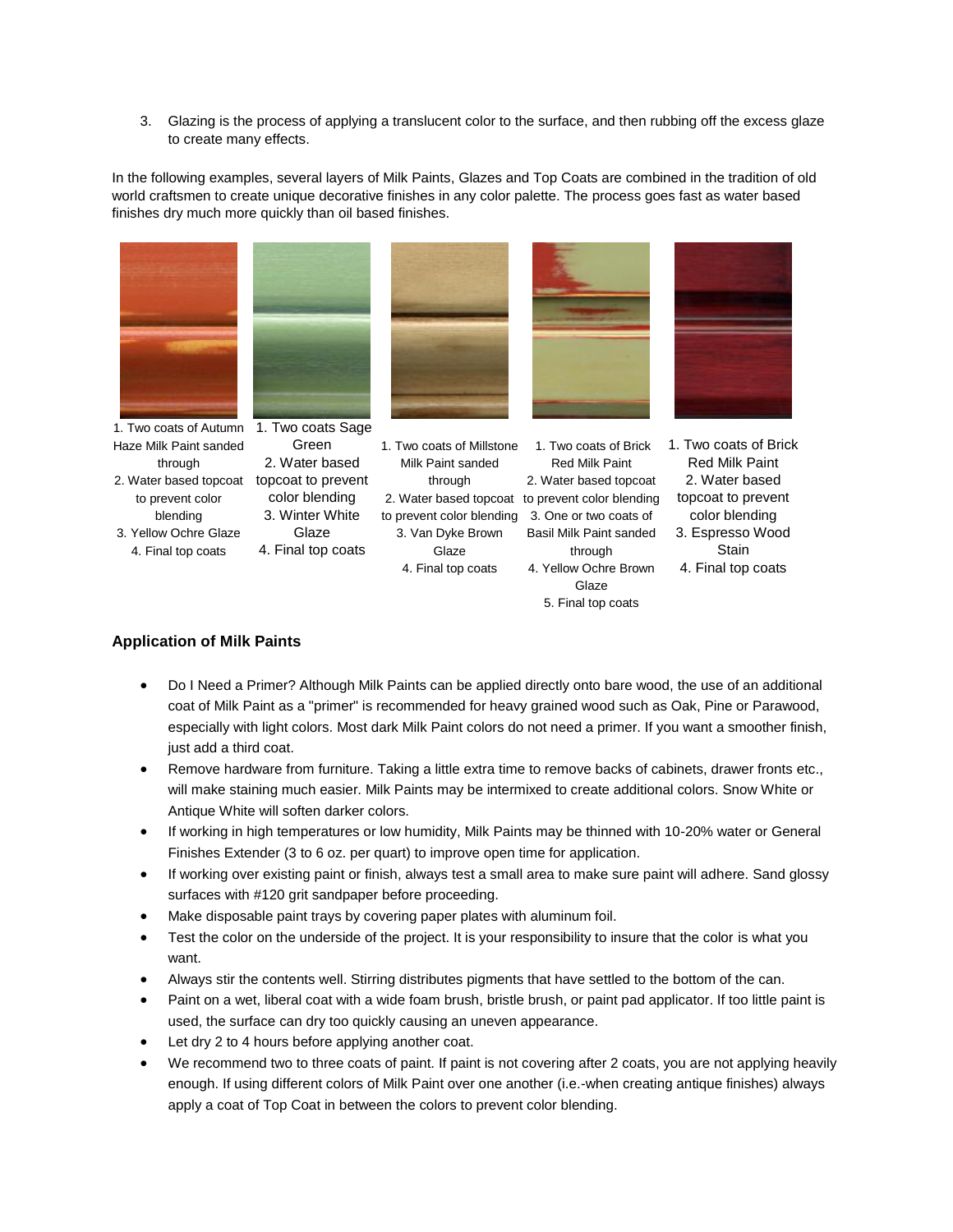3. Glazing is the process of applying a translucent color to the surface, and then rubbing off the excess glaze to create many effects.

In the following examples, several layers of Milk Paints, Glazes and Top Coats are combined in the tradition of old world craftsmen to create unique decorative finishes in any color palette. The process goes fast as water based finishes dry much more quickly than oil based finishes.

1. Two coats of Autumn Haze Milk Paint sanded through
2. Water based topcoat to prevent color blending
3. Yellow Ochre Glaze
4. Final top coats

1. Two coats Sage Green
2. Water based topcoat to prevent color blending
3. Winter White Glaze
4. Final top coats

1. Two coats of Millstone Milk Paint sanded through
2. Water based topcoat to prevent color blending
3. Van Dyke Brown Glaze
4. Final top coats

1. Two coats of Brick Red Milk Paint
2. Water based topcoat to prevent color blending
3. One or two coats of Basil Milk Paint sanded through
4. Yellow Ochre Brown Glaze
5. Final top coats

1. Two coats of Brick Red Milk Paint
2. Water based topcoat to prevent color blending
3. Espresso Wood Stain
4. Final top coats

### Application of Milk Paints

- Do I Need a Primer? Although Milk Paints can be applied directly onto bare wood, the use of an additional coat of Milk Paint as a "primer" is recommended for heavy grained wood such as Oak, Pine or Parawood, especially with light colors. Most dark Milk Paint colors do not need a primer. If you want a smoother finish, just add a third coat.
- Remove hardware from furniture. Taking a little extra time to remove backs of cabinets, drawer fronts etc., will make staining much easier. Milk Paints may be intermixed to create additional colors. Snow White or Antique White will soften darker colors.
- If working in high temperatures or low humidity, Milk Paints may be thinned with 10-20% water or General Finishes Extender (3 to 6 oz. per quart) to improve open time for application.
- If working over existing paint or finish, always test a small area to make sure paint will adhere. Sand glossy surfaces with #120 grit sandpaper before proceeding.
- Make disposable paint trays by covering paper plates with aluminum foil.
- Test the color on the underside of the project. It is your responsibility to insure that the color is what you want.
- Always stir the contents well. Stirring distributes pigments that have settled to the bottom of the can.
- Paint on a wet, liberal coat with a wide foam brush, bristle brush, or paint pad applicator. If too little paint is used, the surface can dry too quickly causing an uneven appearance.
- Let dry 2 to 4 hours before applying another coat.
- We recommend two to three coats of paint. If paint is not covering after 2 coats, you are not applying heavily enough. If using different colors of Milk Paint over one another (i.e.-when creating antique finishes) always apply a coat of Top Coat in between the colors to prevent color blending.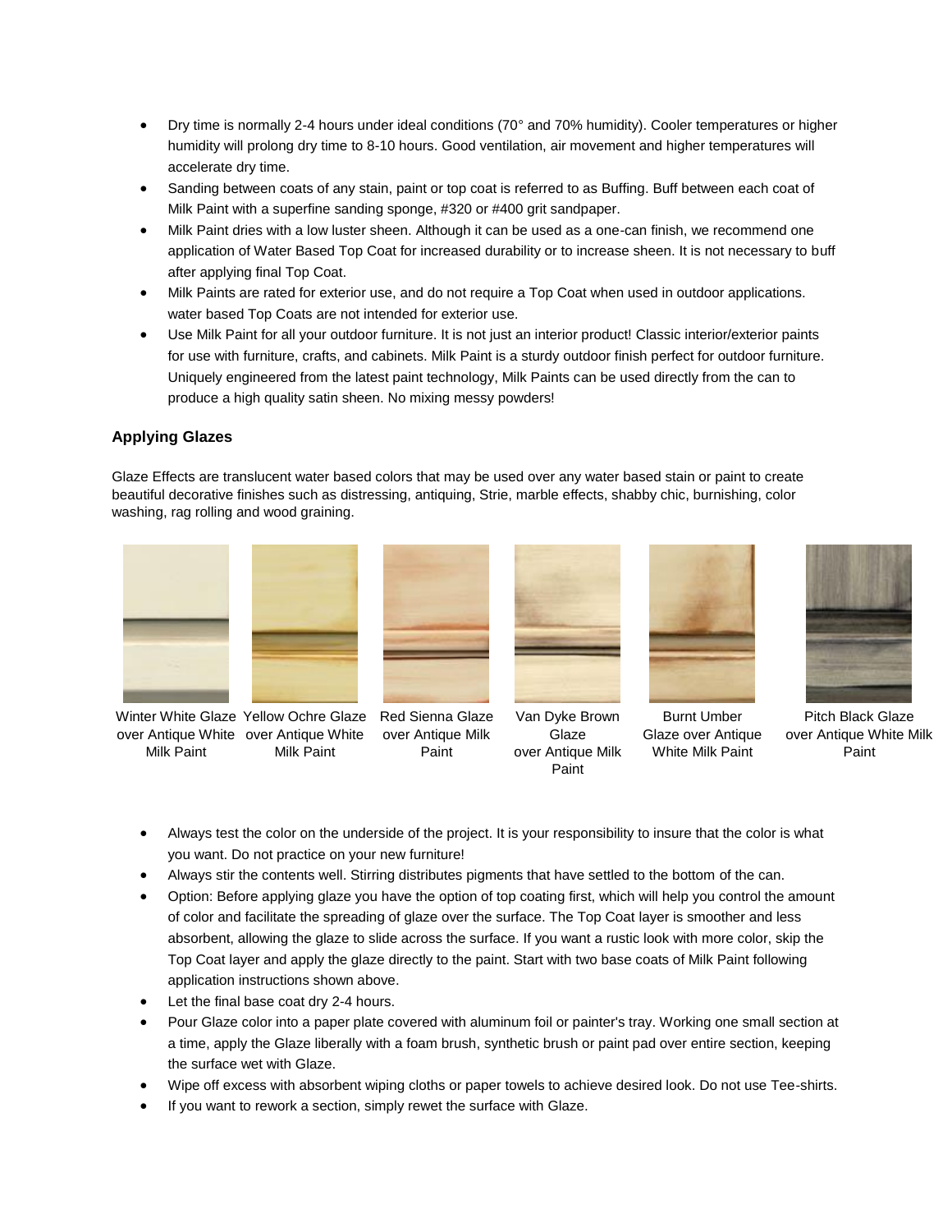- Dry time is normally 2-4 hours under ideal conditions (70° and 70% humidity). Cooler temperatures or higher humidity will prolong dry time to 8-10 hours. Good ventilation, air movement and higher temperatures will accelerate dry time.
- Sanding between coats of any stain, paint or top coat is referred to as Buffing. Buff between each coat of Milk Paint with a superfine sanding sponge, #320 or #400 grit sandpaper.
- Milk Paint dries with a low luster sheen. Although it can be used as a one-can finish, we recommend one application of Water Based Top Coat for increased durability or to increase sheen. It is not necessary to buff after applying final Top Coat.
- Milk Paints are rated for exterior use, and do not require a Top Coat when used in outdoor applications. water based Top Coats are not intended for exterior use.
- Use Milk Paint for all your outdoor furniture. It is not just an interior product! Classic interior/exterior paints for use with furniture, crafts, and cabinets. Milk Paint is a sturdy outdoor finish perfect for outdoor furniture. Uniquely engineered from the latest paint technology, Milk Paints can be used directly from the can to produce a high quality satin sheen. No mixing messy powders!

### Applying Glazes

Glaze Effects are translucent water based colors that may be used over any water based stain or paint to create beautiful decorative finishes such as distressing, antiquing, Strie, marble effects, shabby chic, burnishing, color washing, rag rolling and wood graining.

Winter White Glaze over Antique White Milk Paint

Yellow Ochre Glaze over Antique White Milk Paint

Red Sienna Glaze over Antique Milk Paint

Van Dyke Brown Glaze over Antique Milk Paint

Burnt Umber Glaze over Antique White Milk Paint

Pitch Black Glaze over Antique White Milk Paint

- Always test the color on the underside of the project. It is your responsibility to insure that the color is what you want. Do not practice on your new furniture!
- Always stir the contents well. Stirring distributes pigments that have settled to the bottom of the can.
- Option: Before applying glaze you have the option of top coating first, which will help you control the amount of color and facilitate the spreading of glaze over the surface. The Top Coat layer is smoother and less absorbent, allowing the glaze to slide across the surface. If you want a rustic look with more color, skip the Top Coat layer and apply the glaze directly to the paint. Start with two base coats of Milk Paint following application instructions shown above.
- Let the final base coat dry 2-4 hours.
- Pour Glaze color into a paper plate covered with aluminum foil or painter's tray. Working one small section at a time, apply the Glaze liberally with a foam brush, synthetic brush or paint pad over entire section, keeping the surface wet with Glaze.
- Wipe off excess with absorbent wiping cloths or paper towels to achieve desired look. Do not use Tee-shirts.
- If you want to rework a section, simply rewet the surface with Glaze.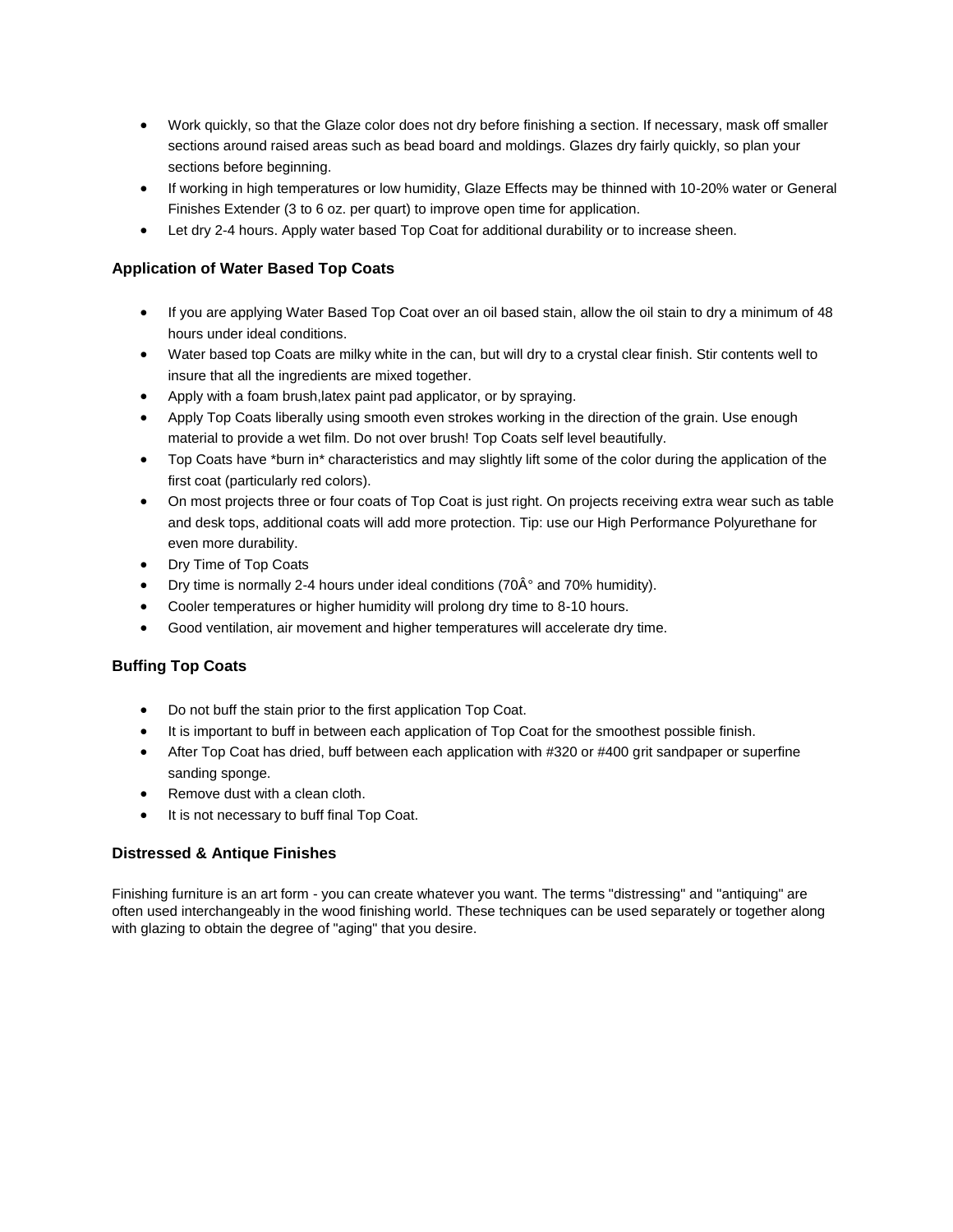- Work quickly, so that the Glaze color does not dry before finishing a section. If necessary, mask off smaller sections around raised areas such as bead board and moldings. Glazes dry fairly quickly, so plan your sections before beginning.
- If working in high temperatures or low humidity, Glaze Effects may be thinned with 10-20% water or General Finishes Extender (3 to 6 oz. per quart) to improve open time for application.
- Let dry 2-4 hours. Apply water based Top Coat for additional durability or to increase sheen.

### Application of Water Based Top Coats

- If you are applying Water Based Top Coat over an oil based stain, allow the oil stain to dry a minimum of 48 hours under ideal conditions.
- Water based top Coats are milky white in the can, but will dry to a crystal clear finish. Stir contents well to insure that all the ingredients are mixed together.
- Apply with a foam brush,latex paint pad applicator, or by spraying.
- Apply Top Coats liberally using smooth even strokes working in the direction of the grain. Use enough material to provide a wet film. Do not over brush! Top Coats self level beautifully.
- Top Coats have *burn in* characteristics and may slightly lift some of the color during the application of the first coat (particularly red colors).
- On most projects three or four coats of Top Coat is just right. On projects receiving extra wear such as table and desk tops, additional coats will add more protection. Tip: use our High Performance Polyurethane for even more durability.
- Dry Time of Top Coats
- Dry time is normally 2-4 hours under ideal conditions (70Â° and 70% humidity).
- Cooler temperatures or higher humidity will prolong dry time to 8-10 hours.
- Good ventilation, air movement and higher temperatures will accelerate dry time.

### Buffing Top Coats

- Do not buff the stain prior to the first application Top Coat.
- It is important to buff in between each application of Top Coat for the smoothest possible finish.
- After Top Coat has dried, buff between each application with #320 or #400 grit sandpaper or superfine sanding sponge.
- Remove dust with a clean cloth.
- It is not necessary to buff final Top Coat.

### Distressed & Antique Finishes

Finishing furniture is an art form - you can create whatever you want. The terms "distressing" and "antiquing" are often used interchangeably in the wood finishing world. These techniques can be used separately or together along with glazing to obtain the degree of "aging" that you desire.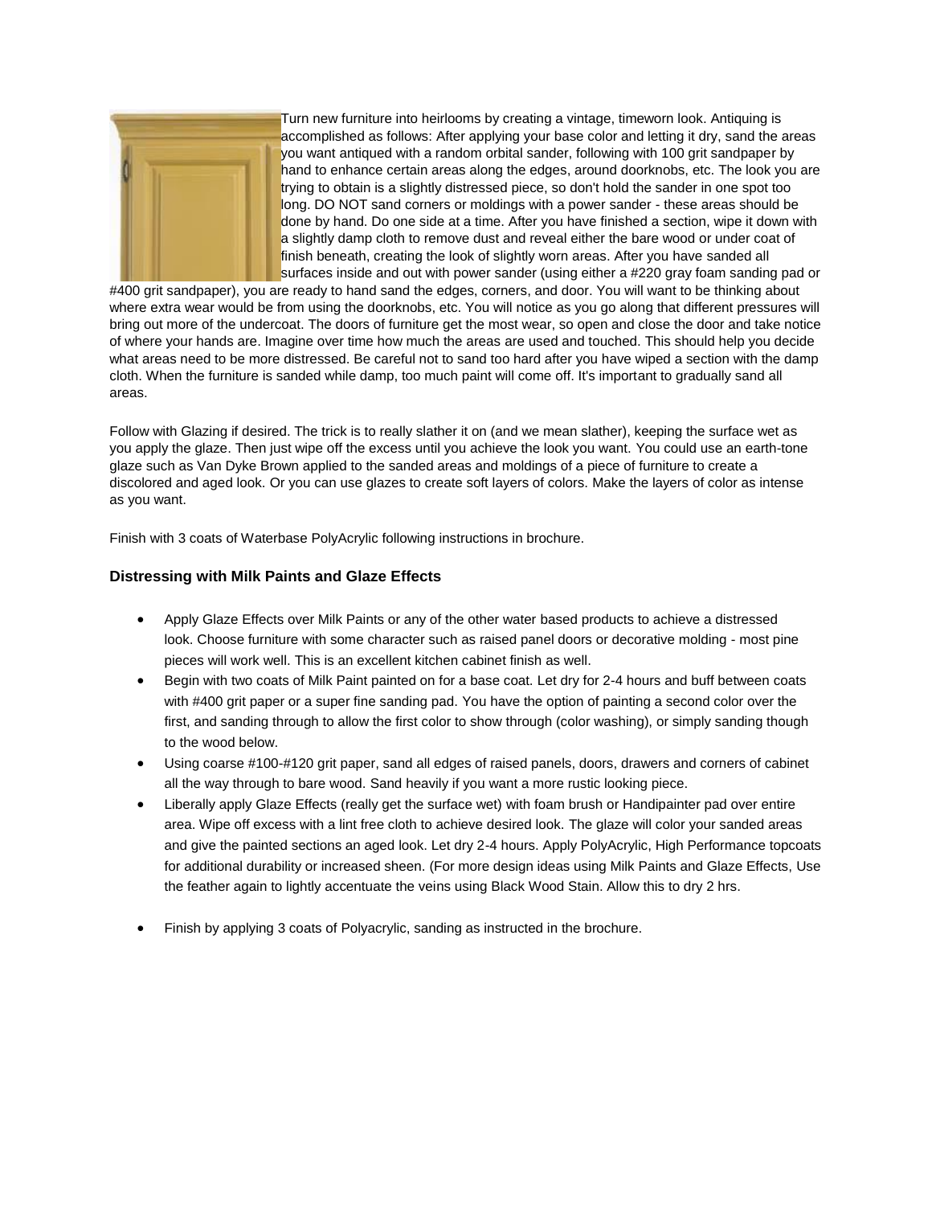Turn new furniture into heirlooms by creating a vintage, timeworn look. Antiquing is accomplished as follows: After applying your base color and letting it dry, sand the areas you want antiqued with a random orbital sander, following with 100 grit sandpaper by hand to enhance certain areas along the edges, around doorknobs, etc. The look you are trying to obtain is a slightly distressed piece, so don't hold the sander in one spot too long. DO NOT sand corners or moldings with a power sander - these areas should be done by hand. Do one side at a time. After you have finished a section, wipe it down with a slightly damp cloth to remove dust and reveal either the bare wood or under coat of finish beneath, creating the look of slightly worn areas. After you have sanded all surfaces inside and out with power sander (using either a #220 gray foam sanding pad or #400 grit sandpaper), you are ready to hand sand the edges, corners, and door. You will want to be thinking about where extra wear would be from using the doorknobs, etc. You will notice as you go along that different pressures will bring out more of the undercoat. The doors of furniture get the most wear, so open and close the door and take notice of where your hands are. Imagine over time how much the areas are used and touched. This should help you decide what areas need to be more distressed. Be careful not to sand too hard after you have wiped a section with the damp cloth. When the furniture is sanded while damp, too much paint will come off. It's important to gradually sand all areas.

Follow with Glazing if desired. The trick is to really slather it on (and we mean slather), keeping the surface wet as you apply the glaze. Then just wipe off the excess until you achieve the look you want. You could use an earth-tone glaze such as Van Dyke Brown applied to the sanded areas and moldings of a piece of furniture to create a discolored and aged look. Or you can use glazes to create soft layers of colors. Make the layers of color as intense as you want.

Finish with 3 coats of Waterbase PolyAcrylic following instructions in brochure.

### Distressing with Milk Paints and Glaze Effects

- Apply Glaze Effects over Milk Paints or any of the other water based products to achieve a distressed look. Choose furniture with some character such as raised panel doors or decorative molding - most pine pieces will work well. This is an excellent kitchen cabinet finish as well.
- Begin with two coats of Milk Paint painted on for a base coat. Let dry for 2-4 hours and buff between coats with #400 grit paper or a super fine sanding pad. You have the option of painting a second color over the first, and sanding through to allow the first color to show through (color washing), or simply sanding though to the wood below.
- Using coarse #100-#120 grit paper, sand all edges of raised panels, doors, drawers and corners of cabinet all the way through to bare wood. Sand heavily if you want a more rustic looking piece.
- Liberally apply Glaze Effects (really get the surface wet) with foam brush or Handipainter pad over entire area. Wipe off excess with a lint free cloth to achieve desired look. The glaze will color your sanded areas and give the painted sections an aged look. Let dry 2-4 hours. Apply PolyAcrylic, High Performance topcoats for additional durability or increased sheen. (For more design ideas using Milk Paints and Glaze Effects, Use the feather again to lightly accentuate the veins using Black Wood Stain. Allow this to dry 2 hrs.
- Finish by applying 3 coats of Polyacrylic, sanding as instructed in the brochure.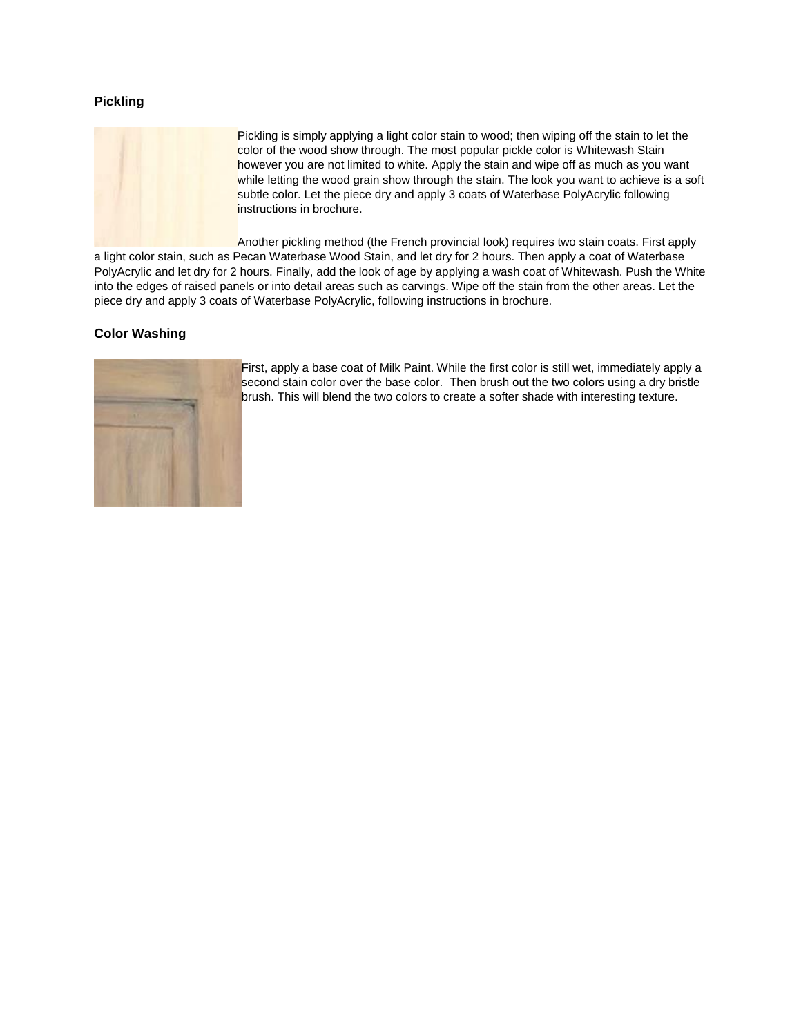### Pickling

Pickling is simply applying a light color stain to wood; then wiping off the stain to let the color of the wood show through. The most popular pickle color is Whitewash Stain however you are not limited to white. Apply the stain and wipe off as much as you want while letting the wood grain show through the stain. The look you want to achieve is a soft subtle color. Let the piece dry and apply 3 coats of Waterbase PolyAcrylic following instructions in brochure.

Another pickling method (the French provincial look) requires two stain coats. First apply a light color stain, such as Pecan Waterbase Wood Stain, and let dry for 2 hours. Then apply a coat of Waterbase PolyAcrylic and let dry for 2 hours. Finally, add the look of age by applying a wash coat of Whitewash. Push the White into the edges of raised panels or into detail areas such as carvings. Wipe off the stain from the other areas. Let the piece dry and apply 3 coats of Waterbase PolyAcrylic, following instructions in brochure.

### Color Washing

First, apply a base coat of Milk Paint. While the first color is still wet, immediately apply a second stain color over the base color. Then brush out the two colors using a dry bristle brush. This will blend the two colors to create a softer shade with interesting texture.